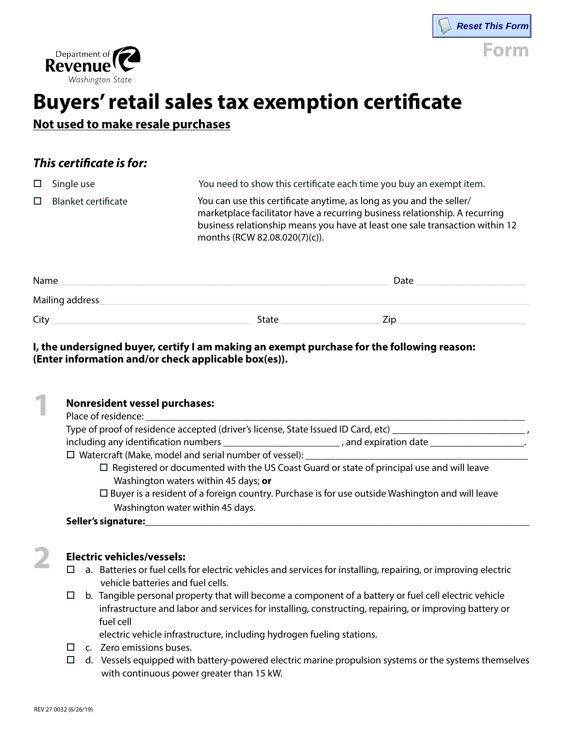Department of Revenue Washington State

# Buyers' retail sales tax exemption certificate

**Not used to make resale purchases**

## *This certificate is for:*

☐ Single use — You need to show this certificate each time you buy an exempt item.

☐ Blanket certificate — You can use this certificate anytime, as long as you and the seller/marketplace facilitator have a recurring business relationship. A recurring business relationship means you have at least one sale transaction within 12 months (RCW 82.08.020(7)(c)).

Name ______________________________ Date ______________

Mailing address ____________________________________________

City ____________________ State ____________ Zip ______________

**I, the undersigned buyer, certify I am making an exempt purchase for the following reason: (Enter information and/or check applicable box(es)).**

## 1

**Nonresident vessel purchases:**

Place of residence: ______________________________________________

Type of proof of residence accepted (driver's license, State Issued ID Card, etc) ______________________ , including any identification numbers ____________________ , and expiration date ________________.

☐ Watercraft (Make, model and serial number of vessel): ______________________________

- ☐ Registered or documented with the US Coast Guard or state of principal use and will leave Washington waters within 45 days; **or**
- ☐ Buyer is a resident of a foreign country. Purchase is for use outside Washington and will leave Washington water within 45 days.

**Seller's signature:**______________________________________________

## 2

**Electric vehicles/vessels:**

☐ a. Batteries or fuel cells for electric vehicles and services for installing, repairing, or improving electric vehicle batteries and fuel cells.

☐ b. Tangible personal property that will become a component of a battery or fuel cell electric vehicle infrastructure and labor and services for installing, constructing, repairing, or improving battery or fuel cell electric vehicle infrastructure, including hydrogen fueling stations.

☐ c. Zero emissions buses.

☐ d. Vessels equipped with battery-powered electric marine propulsion systems or the systems themselves with continuous power greater than 15 kW.

REV 27 0032 (6/26/19)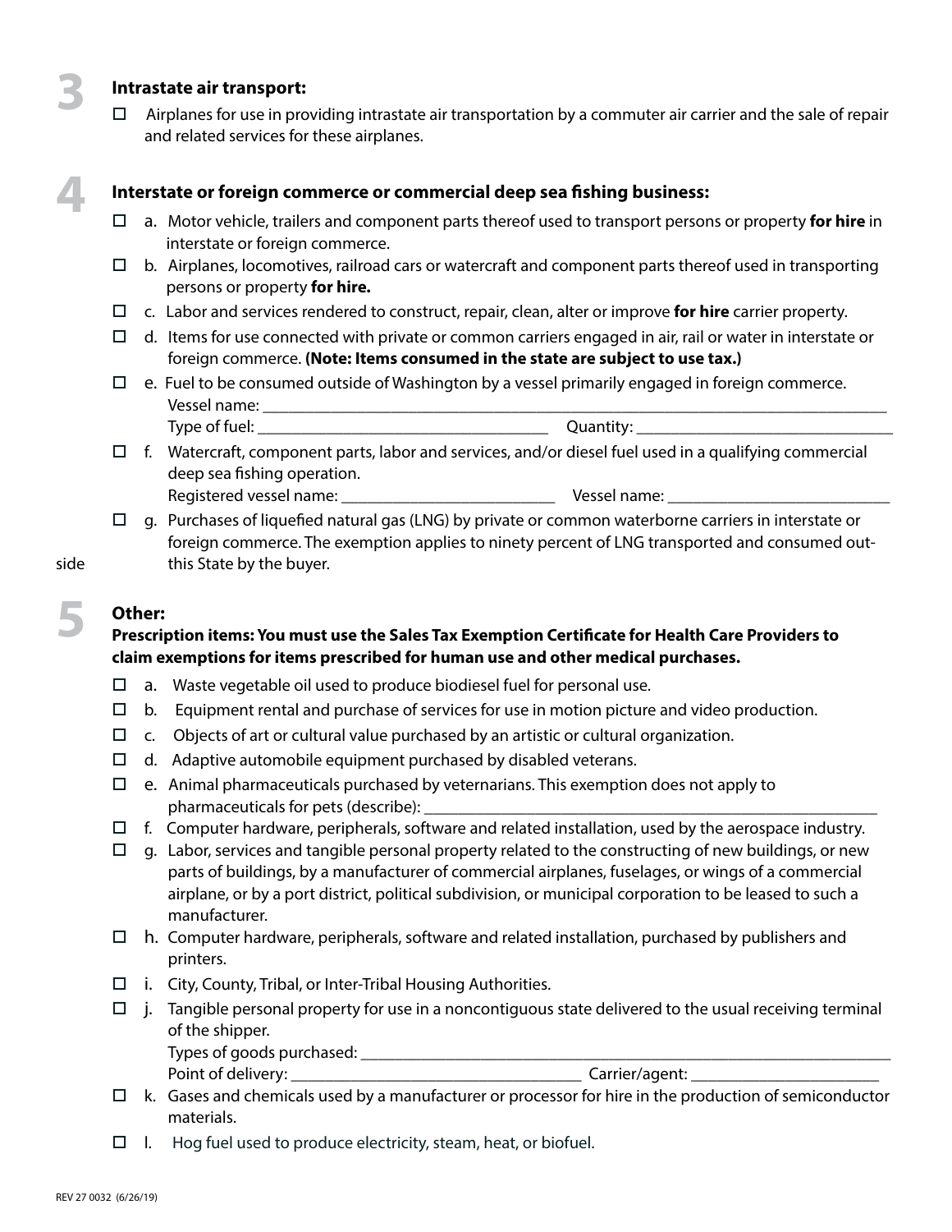## 3 Intrastate air transport:

- ☐ Airplanes for use in providing intrastate air transportation by a commuter air carrier and the sale of repair and related services for these airplanes.

## 4 Interstate or foreign commerce or commercial deep sea fishing business:

- ☐ a. Motor vehicle, trailers and component parts thereof used to transport persons or property **for hire** in interstate or foreign commerce.
- ☐ b. Airplanes, locomotives, railroad cars or watercraft and component parts thereof used in transporting persons or property **for hire.**
- ☐ c. Labor and services rendered to construct, repair, clean, alter or improve **for hire** carrier property.
- ☐ d. Items for use connected with private or common carriers engaged in air, rail or water in interstate or foreign commerce. **(Note: Items consumed in the state are subject to use tax.)**
- ☐ e. Fuel to be consumed outside of Washington by a vessel primarily engaged in foreign commerce.
  Vessel name: ______________________________
  Type of fuel: ______________________ Quantity: ______________________
- ☐ f. Watercraft, component parts, labor and services, and/or diesel fuel used in a qualifying commercial deep sea fishing operation.
  Registered vessel name: ______________________ Vessel name: ______________________
- ☐ g. Purchases of liquefied natural gas (LNG) by private or common waterborne carriers in interstate or foreign commerce. The exemption applies to ninety percent of LNG transported and consumed out-side this State by the buyer.

## 5 Other:

**Prescription items: You must use the Sales Tax Exemption Certificate for Health Care Providers to claim exemptions for items prescribed for human use and other medical purchases.**

- ☐ a. Waste vegetable oil used to produce biodiesel fuel for personal use.
- ☐ b. Equipment rental and purchase of services for use in motion picture and video production.
- ☐ c. Objects of art or cultural value purchased by an artistic or cultural organization.
- ☐ d. Adaptive automobile equipment purchased by disabled veterans.
- ☐ e. Animal pharmaceuticals purchased by veternarians. This exemption does not apply to pharmaceuticals for pets (describe): ______________________________
- ☐ f. Computer hardware, peripherals, software and related installation, used by the aerospace industry.
- ☐ g. Labor, services and tangible personal property related to the constructing of new buildings, or new parts of buildings, by a manufacturer of commercial airplanes, fuselages, or wings of a commercial airplane, or by a port district, political subdivision, or municipal corporation to be leased to such a manufacturer.
- ☐ h. Computer hardware, peripherals, software and related installation, purchased by publishers and printers.
- ☐ i. City, County, Tribal, or Inter-Tribal Housing Authorities.
- ☐ j. Tangible personal property for use in a noncontiguous state delivered to the usual receiving terminal of the shipper.
  Types of goods purchased: ______________________________
  Point of delivery: ______________________ Carrier/agent: ______________________
- ☐ k. Gases and chemicals used by a manufacturer or processor for hire in the production of semiconductor materials.
- ☐ l. Hog fuel used to produce electricity, steam, heat, or biofuel.

REV 27 0032 (6/26/19)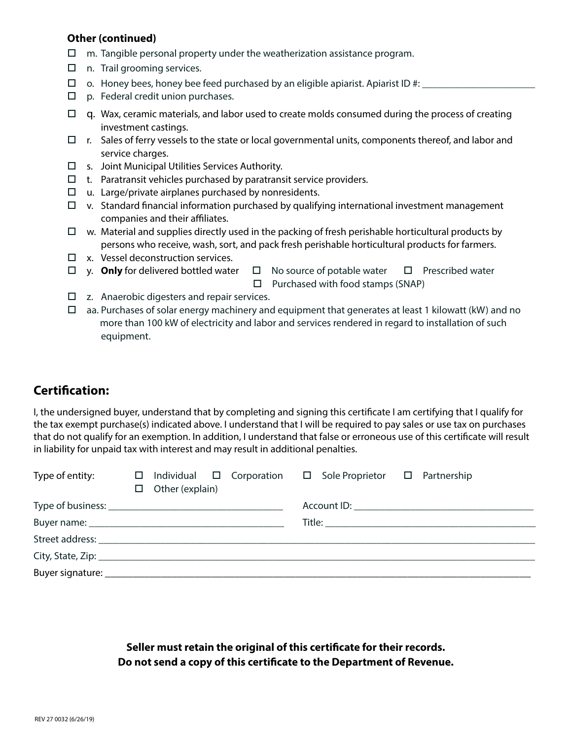**Other (continued)**

- ☐ m. Tangible personal property under the weatherization assistance program.
- ☐ n. Trail grooming services.
- ☐ o. Honey bees, honey bee feed purchased by an eligible apiarist. Apiarist ID #: ______________________
- ☐ p. Federal credit union purchases.
- ☐ q. Wax, ceramic materials, and labor used to create molds consumed during the process of creating investment castings.
- ☐ r. Sales of ferry vessels to the state or local governmental units, components thereof, and labor and service charges.
- ☐ s. Joint Municipal Utilities Services Authority.
- ☐ t. Paratransit vehicles purchased by paratransit service providers.
- ☐ u. Large/private airplanes purchased by nonresidents.
- ☐ v. Standard financial information purchased by qualifying international investment management companies and their affiliates.
- ☐ w. Material and supplies directly used in the packing of fresh perishable horticultural products by persons who receive, wash, sort, and pack fresh perishable horticultural products for farmers.
- ☐ x. Vessel deconstruction services.
- ☐ y. **Only** for delivered bottled water ☐ No source of potable water ☐ Prescribed water ☐ Purchased with food stamps (SNAP)
- ☐ z. Anaerobic digesters and repair services.
- ☐ aa. Purchases of solar energy machinery and equipment that generates at least 1 kilowatt (kW) and no more than 100 kW of electricity and labor and services rendered in regard to installation of such equipment.

## Certification:

I, the undersigned buyer, understand that by completing and signing this certificate I am certifying that I qualify for the tax exempt purchase(s) indicated above. I understand that I will be required to pay sales or use tax on purchases that do not qualify for an exemption. In addition, I understand that false or erroneous use of this certificate will result in liability for unpaid tax with interest and may result in additional penalties.

Type of entity: ☐ Individual ☐ Corporation ☐ Sole Proprietor ☐ Partnership ☐ Other (explain)

Type of business: ______________________________ Account ID: ______________________________

Buyer name: ______________________________ Title: ______________________________

Street address: ____________________________________________________________

City, State, Zip: ____________________________________________________________

Buyer signature: ____________________________________________________________

**Seller must retain the original of this certificate for their records.**
**Do not send a copy of this certificate to the Department of Revenue.**

REV 27 0032 (6/26/19)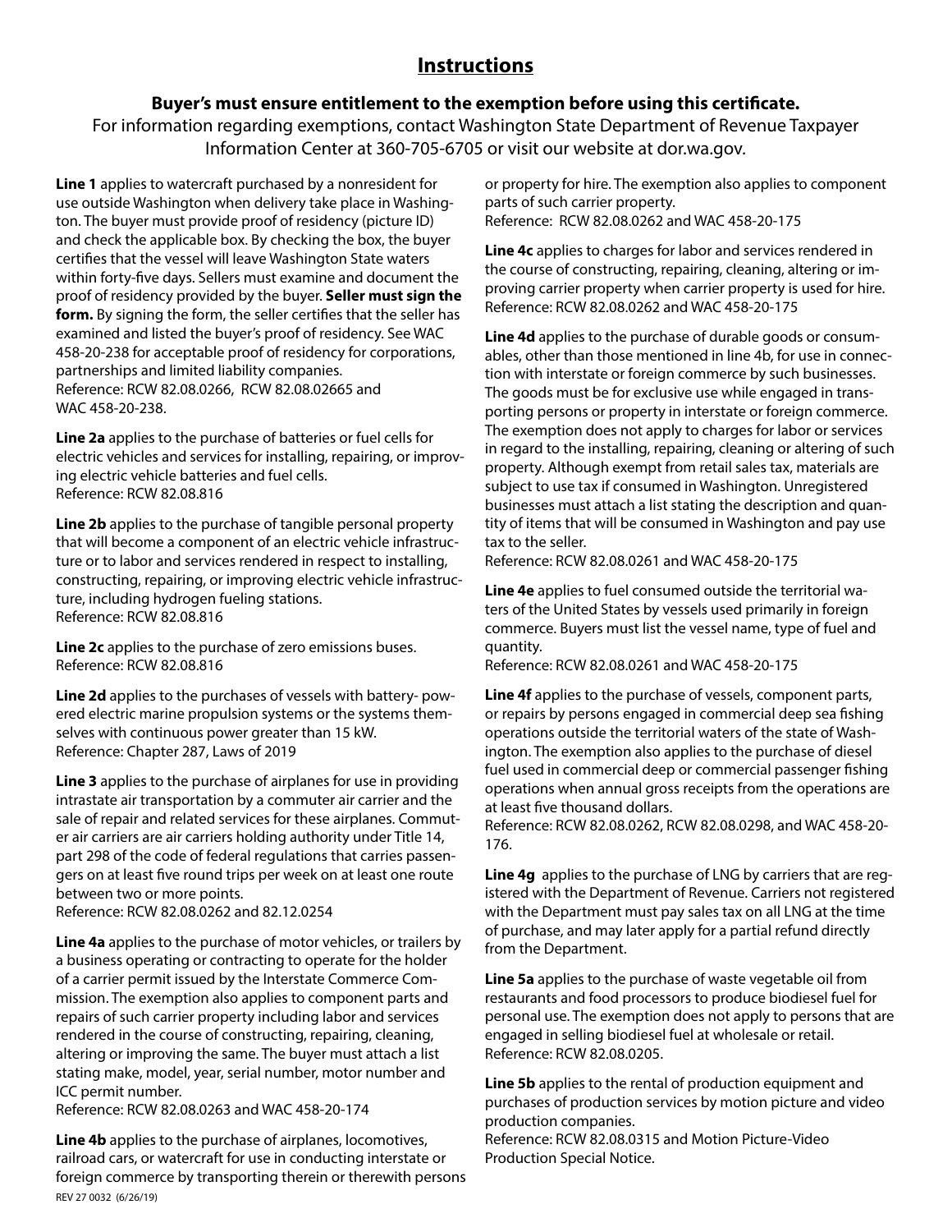# Instructions

**Buyer's must ensure entitlement to the exemption before using this certificate.**

For information regarding exemptions, contact Washington State Department of Revenue Taxpayer Information Center at 360-705-6705 or visit our website at dor.wa.gov.

**Line 1** applies to watercraft purchased by a nonresident for use outside Washington when delivery take place in Washington. The buyer must provide proof of residency (picture ID) and check the applicable box. By checking the box, the buyer certifies that the vessel will leave Washington State waters within forty-five days. Sellers must examine and document the proof of residency provided by the buyer. **Seller must sign the form.** By signing the form, the seller certifies that the seller has examined and listed the buyer's proof of residency. See WAC 458-20-238 for acceptable proof of residency for corporations, partnerships and limited liability companies.
Reference: RCW 82.08.0266, RCW 82.08.02665 and WAC 458-20-238.

**Line 2a** applies to the purchase of batteries or fuel cells for electric vehicles and services for installing, repairing, or improving electric vehicle batteries and fuel cells.
Reference: RCW 82.08.816

**Line 2b** applies to the purchase of tangible personal property that will become a component of an electric vehicle infrastructure or to labor and services rendered in respect to installing, constructing, repairing, or improving electric vehicle infrastructure, including hydrogen fueling stations.
Reference: RCW 82.08.816

**Line 2c** applies to the purchase of zero emissions buses.
Reference: RCW 82.08.816

**Line 2d** applies to the purchases of vessels with battery- powered electric marine propulsion systems or the systems themselves with continuous power greater than 15 kW.
Reference: Chapter 287, Laws of 2019

**Line 3** applies to the purchase of airplanes for use in providing intrastate air transportation by a commuter air carrier and the sale of repair and related services for these airplanes. Commuter air carriers are air carriers holding authority under Title 14, part 298 of the code of federal regulations that carries passengers on at least five round trips per week on at least one route between two or more points.
Reference: RCW 82.08.0262 and 82.12.0254

**Line 4a** applies to the purchase of motor vehicles, or trailers by a business operating or contracting to operate for the holder of a carrier permit issued by the Interstate Commerce Commission. The exemption also applies to component parts and repairs of such carrier property including labor and services rendered in the course of constructing, repairing, cleaning, altering or improving the same. The buyer must attach a list stating make, model, year, serial number, motor number and ICC permit number.
Reference: RCW 82.08.0263 and WAC 458-20-174

**Line 4b** applies to the purchase of airplanes, locomotives, railroad cars, or watercraft for use in conducting interstate or foreign commerce by transporting therein or therewith persons or property for hire. The exemption also applies to component parts of such carrier property.
Reference: RCW 82.08.0262 and WAC 458-20-175

**Line 4c** applies to charges for labor and services rendered in the course of constructing, repairing, cleaning, altering or improving carrier property when carrier property is used for hire.
Reference: RCW 82.08.0262 and WAC 458-20-175

**Line 4d** applies to the purchase of durable goods or consumables, other than those mentioned in line 4b, for use in connection with interstate or foreign commerce by such businesses. The goods must be for exclusive use while engaged in transporting persons or property in interstate or foreign commerce. The exemption does not apply to charges for labor or services in regard to the installing, repairing, cleaning or altering of such property. Although exempt from retail sales tax, materials are subject to use tax if consumed in Washington. Unregistered businesses must attach a list stating the description and quantity of items that will be consumed in Washington and pay use tax to the seller.
Reference: RCW 82.08.0261 and WAC 458-20-175

**Line 4e** applies to fuel consumed outside the territorial waters of the United States by vessels used primarily in foreign commerce. Buyers must list the vessel name, type of fuel and quantity.
Reference: RCW 82.08.0261 and WAC 458-20-175

**Line 4f** applies to the purchase of vessels, component parts, or repairs by persons engaged in commercial deep sea fishing operations outside the territorial waters of the state of Washington. The exemption also applies to the purchase of diesel fuel used in commercial deep or commercial passenger fishing operations when annual gross receipts from the operations are at least five thousand dollars.
Reference: RCW 82.08.0262, RCW 82.08.0298, and WAC 458-20-176.

**Line 4g** applies to the purchase of LNG by carriers that are registered with the Department of Revenue. Carriers not registered with the Department must pay sales tax on all LNG at the time of purchase, and may later apply for a partial refund directly from the Department.

**Line 5a** applies to the purchase of waste vegetable oil from restaurants and food processors to produce biodiesel fuel for personal use. The exemption does not apply to persons that are engaged in selling biodiesel fuel at wholesale or retail.
Reference: RCW 82.08.0205.

**Line 5b** applies to the rental of production equipment and purchases of production services by motion picture and video production companies.
Reference: RCW 82.08.0315 and Motion Picture-Video Production Special Notice.

REV 27 0032 (6/26/19)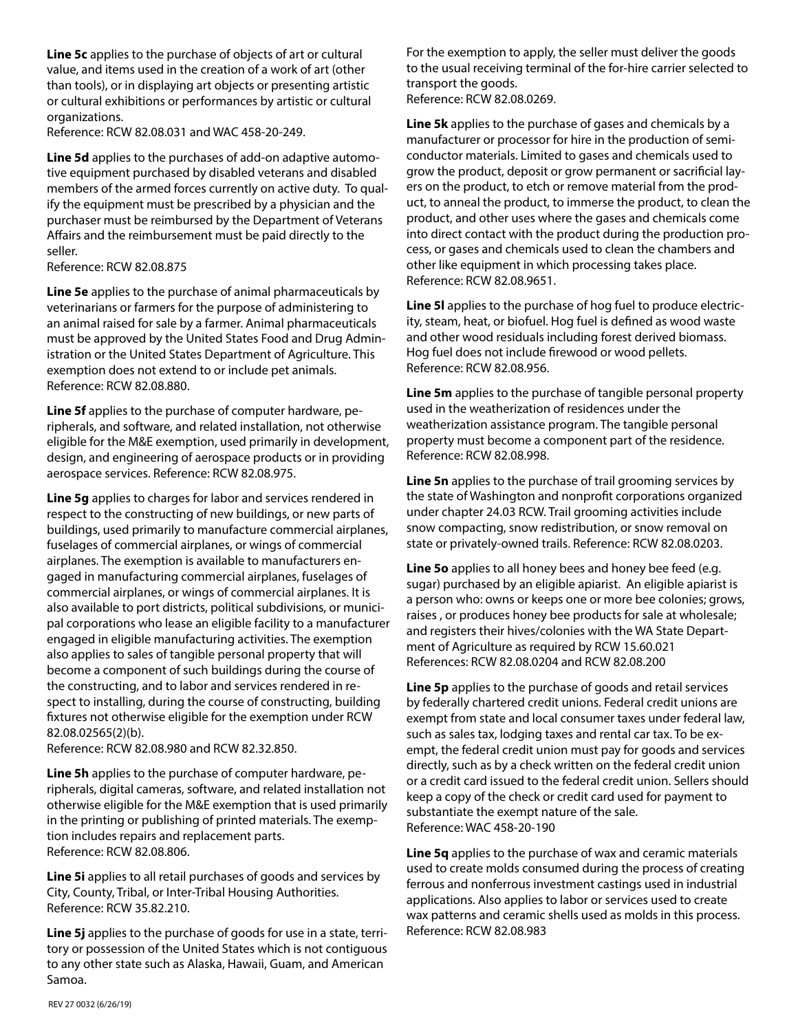**Line 5c** applies to the purchase of objects of art or cultural value, and items used in the creation of a work of art (other than tools), or in displaying art objects or presenting artistic or cultural exhibitions or performances by artistic or cultural organizations.
Reference: RCW 82.08.031 and WAC 458-20-249.

**Line 5d** applies to the purchases of add-on adaptive automotive equipment purchased by disabled veterans and disabled members of the armed forces currently on active duty. To qualify the equipment must be prescribed by a physician and the purchaser must be reimbursed by the Department of Veterans Affairs and the reimbursement must be paid directly to the seller.
Reference: RCW 82.08.875

**Line 5e** applies to the purchase of animal pharmaceuticals by veterinarians or farmers for the purpose of administering to an animal raised for sale by a farmer. Animal pharmaceuticals must be approved by the United States Food and Drug Administration or the United States Department of Agriculture. This exemption does not extend to or include pet animals.
Reference: RCW 82.08.880.

**Line 5f** applies to the purchase of computer hardware, peripherals, and software, and related installation, not otherwise eligible for the M&E exemption, used primarily in development, design, and engineering of aerospace products or in providing aerospace services. Reference: RCW 82.08.975.

**Line 5g** applies to charges for labor and services rendered in respect to the constructing of new buildings, or new parts of buildings, used primarily to manufacture commercial airplanes, fuselages of commercial airplanes, or wings of commercial airplanes. The exemption is available to manufacturers engaged in manufacturing commercial airplanes, fuselages of commercial airplanes, or wings of commercial airplanes. It is also available to port districts, political subdivisions, or municipal corporations who lease an eligible facility to a manufacturer engaged in eligible manufacturing activities. The exemption also applies to sales of tangible personal property that will become a component of such buildings during the course of the constructing, and to labor and services rendered in respect to installing, during the course of constructing, building fixtures not otherwise eligible for the exemption under RCW 82.08.02565(2)(b).
Reference: RCW 82.08.980 and RCW 82.32.850.

**Line 5h** applies to the purchase of computer hardware, peripherals, digital cameras, software, and related installation not otherwise eligible for the M&E exemption that is used primarily in the printing or publishing of printed materials. The exemption includes repairs and replacement parts.
Reference: RCW 82.08.806.

**Line 5i** applies to all retail purchases of goods and services by City, County, Tribal, or Inter-Tribal Housing Authorities.
Reference: RCW 35.82.210.

**Line 5j** applies to the purchase of goods for use in a state, territory or possession of the United States which is not contiguous to any other state such as Alaska, Hawaii, Guam, and American Samoa.
For the exemption to apply, the seller must deliver the goods to the usual receiving terminal of the for-hire carrier selected to transport the goods.
Reference: RCW 82.08.0269.

**Line 5k** applies to the purchase of gases and chemicals by a manufacturer or processor for hire in the production of semiconductor materials. Limited to gases and chemicals used to grow the product, deposit or grow permanent or sacrificial layers on the product, to etch or remove material from the product, to anneal the product, to immerse the product, to clean the product, and other uses where the gases and chemicals come into direct contact with the product during the production process, or gases and chemicals used to clean the chambers and other like equipment in which processing takes place.
Reference: RCW 82.08.9651.

**Line 5l** applies to the purchase of hog fuel to produce electricity, steam, heat, or biofuel. Hog fuel is defined as wood waste and other wood residuals including forest derived biomass. Hog fuel does not include firewood or wood pellets.
Reference: RCW 82.08.956.

**Line 5m** applies to the purchase of tangible personal property used in the weatherization of residences under the weatherization assistance program. The tangible personal property must become a component part of the residence.
Reference: RCW 82.08.998.

**Line 5n** applies to the purchase of trail grooming services by the state of Washington and nonprofit corporations organized under chapter 24.03 RCW. Trail grooming activities include snow compacting, snow redistribution, or snow removal on state or privately-owned trails. Reference: RCW 82.08.0203.

**Line 5o** applies to all honey bees and honey bee feed (e.g. sugar) purchased by an eligible apiarist. An eligible apiarist is a person who: owns or keeps one or more bee colonies; grows, raises , or produces honey bee products for sale at wholesale; and registers their hives/colonies with the WA State Department of Agriculture as required by RCW 15.60.021
References: RCW 82.08.0204 and RCW 82.08.200

**Line 5p** applies to the purchase of goods and retail services by federally chartered credit unions. Federal credit unions are exempt from state and local consumer taxes under federal law, such as sales tax, lodging taxes and rental car tax. To be exempt, the federal credit union must pay for goods and services directly, such as by a check written on the federal credit union or a credit card issued to the federal credit union. Sellers should keep a copy of the check or credit card used for payment to substantiate the exempt nature of the sale.
Reference: WAC 458-20-190

**Line 5q** applies to the purchase of wax and ceramic materials used to create molds consumed during the process of creating ferrous and nonferrous investment castings used in industrial applications. Also applies to labor or services used to create wax patterns and ceramic shells used as molds in this process.
Reference: RCW 82.08.983

REV 27 0032 (6/26/19)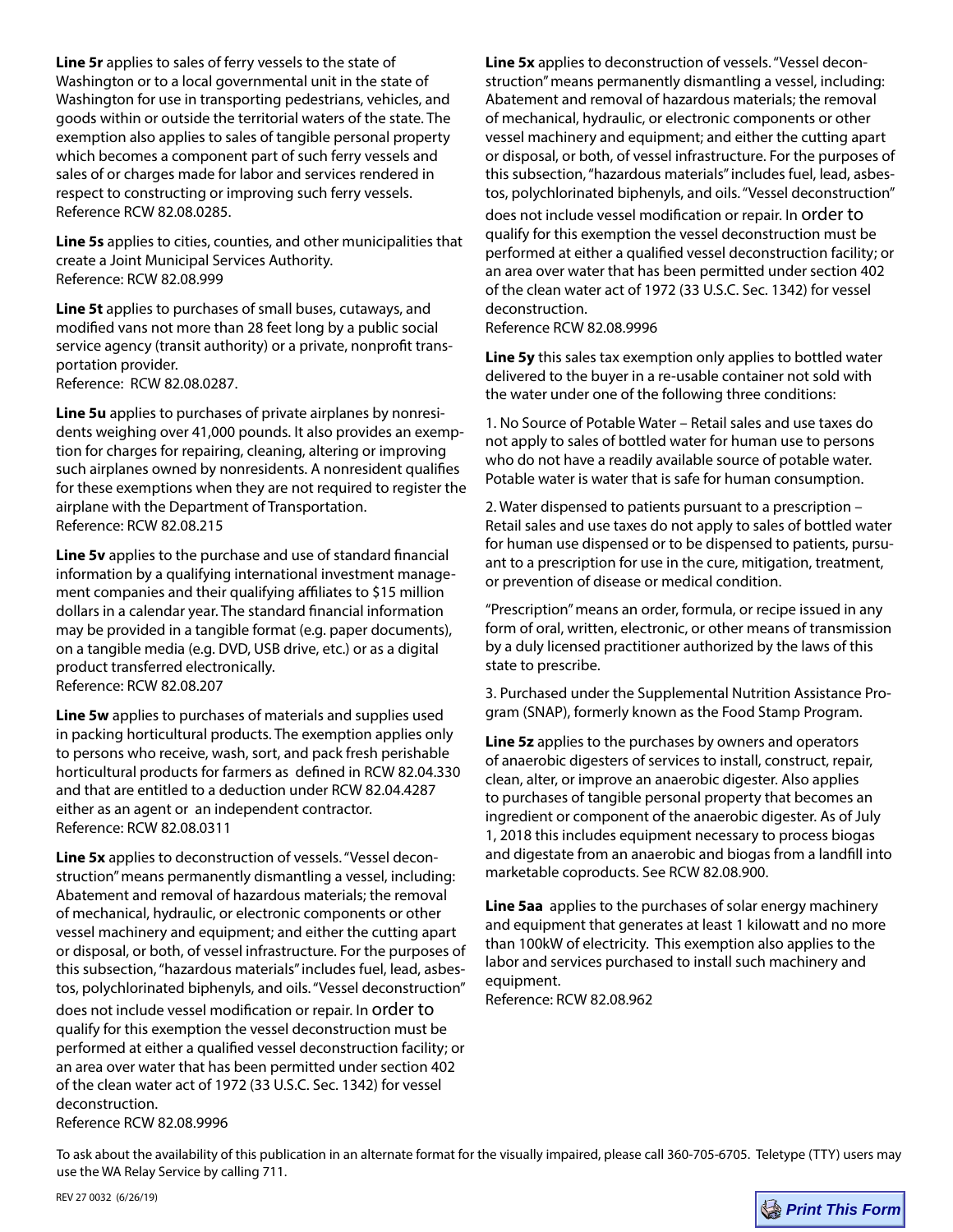**Line 5r** applies to sales of ferry vessels to the state of Washington or to a local governmental unit in the state of Washington for use in transporting pedestrians, vehicles, and goods within or outside the territorial waters of the state. The exemption also applies to sales of tangible personal property which becomes a component part of such ferry vessels and sales of or charges made for labor and services rendered in respect to constructing or improving such ferry vessels. Reference RCW 82.08.0285.

**Line 5s** applies to cities, counties, and other municipalities that create a Joint Municipal Services Authority.
Reference: RCW 82.08.999

**Line 5t** applies to purchases of small buses, cutaways, and modified vans not more than 28 feet long by a public social service agency (transit authority) or a private, nonprofit transportation provider.
Reference: RCW 82.08.0287.

**Line 5u** applies to purchases of private airplanes by nonresidents weighing over 41,000 pounds. It also provides an exemption for charges for repairing, cleaning, altering or improving such airplanes owned by nonresidents. A nonresident qualifies for these exemptions when they are not required to register the airplane with the Department of Transportation.
Reference: RCW 82.08.215

**Line 5v** applies to the purchase and use of standard financial information by a qualifying international investment management companies and their qualifying affiliates to $15 million dollars in a calendar year. The standard financial information may be provided in a tangible format (e.g. paper documents), on a tangible media (e.g. DVD, USB drive, etc.) or as a digital product transferred electronically.
Reference: RCW 82.08.207

**Line 5w** applies to purchases of materials and supplies used in packing horticultural products. The exemption applies only to persons who receive, wash, sort, and pack fresh perishable horticultural products for farmers as defined in RCW 82.04.330 and that are entitled to a deduction under RCW 82.04.4287 either as an agent or an independent contractor.
Reference: RCW 82.08.0311

**Line 5x** applies to deconstruction of vessels. "Vessel deconstruction" means permanently dismantling a vessel, including: Abatement and removal of hazardous materials; the removal of mechanical, hydraulic, or electronic components or other vessel machinery and equipment; and either the cutting apart or disposal, or both, of vessel infrastructure. For the purposes of this subsection, "hazardous materials" includes fuel, lead, asbestos, polychlorinated biphenyls, and oils. "Vessel deconstruction" does not include vessel modification or repair. In order to qualify for this exemption the vessel deconstruction must be performed at either a qualified vessel deconstruction facility; or an area over water that has been permitted under section 402 of the clean water act of 1972 (33 U.S.C. Sec. 1342) for vessel deconstruction.
Reference RCW 82.08.9996

**Line 5x** applies to deconstruction of vessels. "Vessel deconstruction" means permanently dismantling a vessel, including: Abatement and removal of hazardous materials; the removal of mechanical, hydraulic, or electronic components or other vessel machinery and equipment; and either the cutting apart or disposal, or both, of vessel infrastructure. For the purposes of this subsection, "hazardous materials" includes fuel, lead, asbestos, polychlorinated biphenyls, and oils. "Vessel deconstruction" does not include vessel modification or repair. In order to qualify for this exemption the vessel deconstruction must be performed at either a qualified vessel deconstruction facility; or an area over water that has been permitted under section 402 of the clean water act of 1972 (33 U.S.C. Sec. 1342) for vessel deconstruction.
Reference RCW 82.08.9996

**Line 5y** this sales tax exemption only applies to bottled water delivered to the buyer in a re-usable container not sold with the water under one of the following three conditions:

1. No Source of Potable Water – Retail sales and use taxes do not apply to sales of bottled water for human use to persons who do not have a readily available source of potable water. Potable water is water that is safe for human consumption.

2. Water dispensed to patients pursuant to a prescription – Retail sales and use taxes do not apply to sales of bottled water for human use dispensed or to be dispensed to patients, pursuant to a prescription for use in the cure, mitigation, treatment, or prevention of disease or medical condition.

"Prescription" means an order, formula, or recipe issued in any form of oral, written, electronic, or other means of transmission by a duly licensed practitioner authorized by the laws of this state to prescribe.

3. Purchased under the Supplemental Nutrition Assistance Program (SNAP), formerly known as the Food Stamp Program.

**Line 5z** applies to the purchases by owners and operators of anaerobic digesters of services to install, construct, repair, clean, alter, or improve an anaerobic digester. Also applies to purchases of tangible personal property that becomes an ingredient or component of the anaerobic digester. As of July 1, 2018 this includes equipment necessary to process biogas and digestate from an anaerobic and biogas from a landfill into marketable coproducts. See RCW 82.08.900.

**Line 5aa** applies to the purchases of solar energy machinery and equipment that generates at least 1 kilowatt and no more than 100kW of electricity. This exemption also applies to the labor and services purchased to install such machinery and equipment.
Reference: RCW 82.08.962

To ask about the availability of this publication in an alternate format for the visually impaired, please call 360-705-6705. Teletype (TTY) users may use the WA Relay Service by calling 711.

REV 27 0032 (6/26/19)